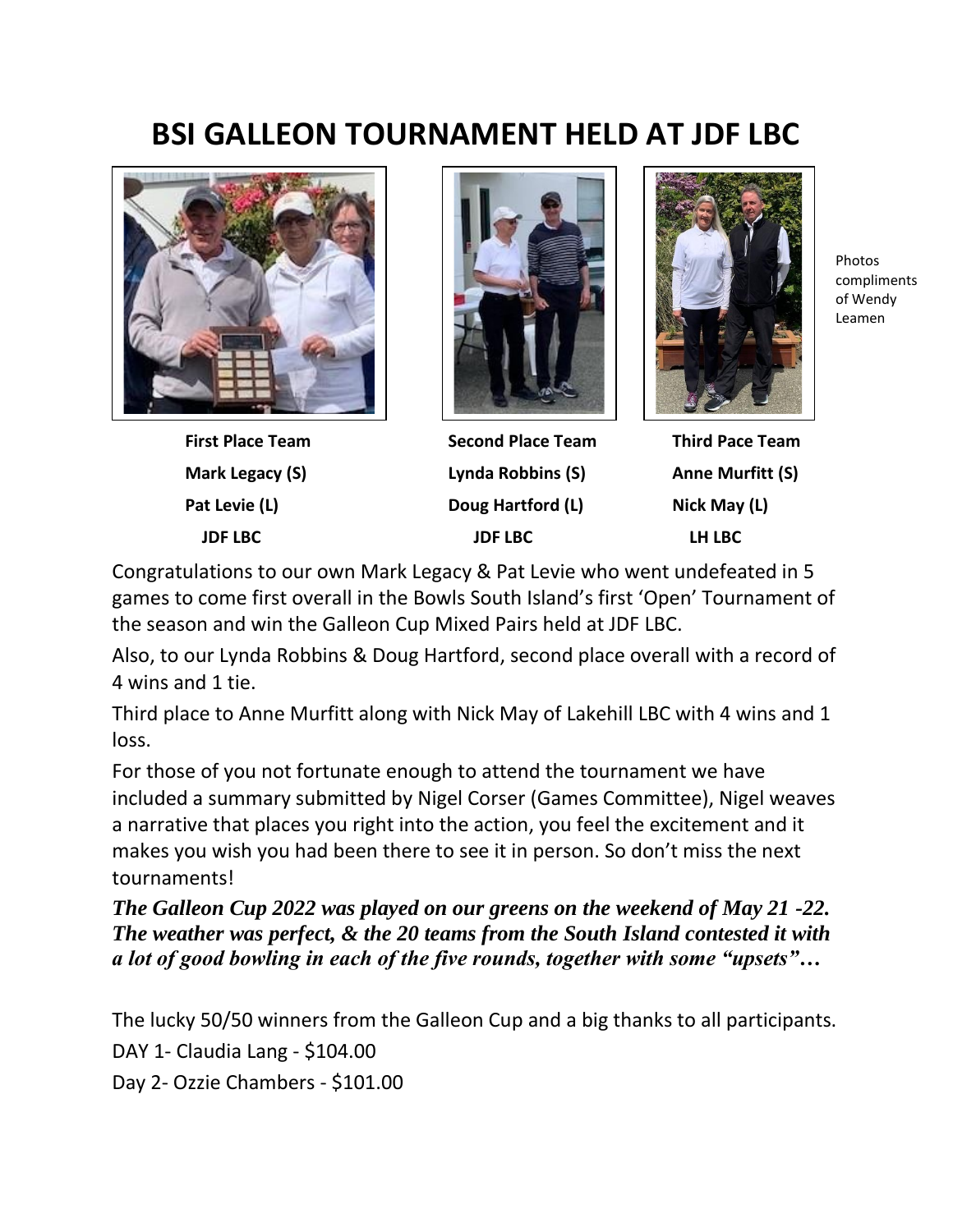# BSI GALLEON TOURNAMENT HELD AT JDF LBC

Photos compliments of Wendy Leamen

| First Place Team | Second Place Team | Third Pace Team |
|---|---|---|
| Mark Legacy (S) | Lynda Robbins (S) | Anne Murfitt (S) |
| Pat Levie (L) | Doug Hartford (L) | Nick May (L) |
| JDF LBC | JDF LBC | LH LBC |

Congratulations to our own Mark Legacy & Pat Levie who went undefeated in 5 games to come first overall in the Bowls South Island's first 'Open' Tournament of the season and win the Galleon Cup Mixed Pairs held at JDF LBC.

Also, to our Lynda Robbins & Doug Hartford, second place overall with a record of 4 wins and 1 tie.

Third place to Anne Murfitt along with Nick May of Lakehill LBC with 4 wins and 1 loss.

For those of you not fortunate enough to attend the tournament we have included a summary submitted by Nigel Corser (Games Committee), Nigel weaves a narrative that places you right into the action, you feel the excitement and it makes you wish you had been there to see it in person. So don't miss the next tournaments!

***The Galleon Cup 2022 was played on our greens on the weekend of May 21 -22. The weather was perfect, & the 20 teams from the South Island contested it with a lot of good bowling in each of the five rounds, together with some "upsets"…***

The lucky 50/50 winners from the Galleon Cup and a big thanks to all participants.

DAY 1- Claudia Lang - $104.00

Day 2- Ozzie Chambers - $101.00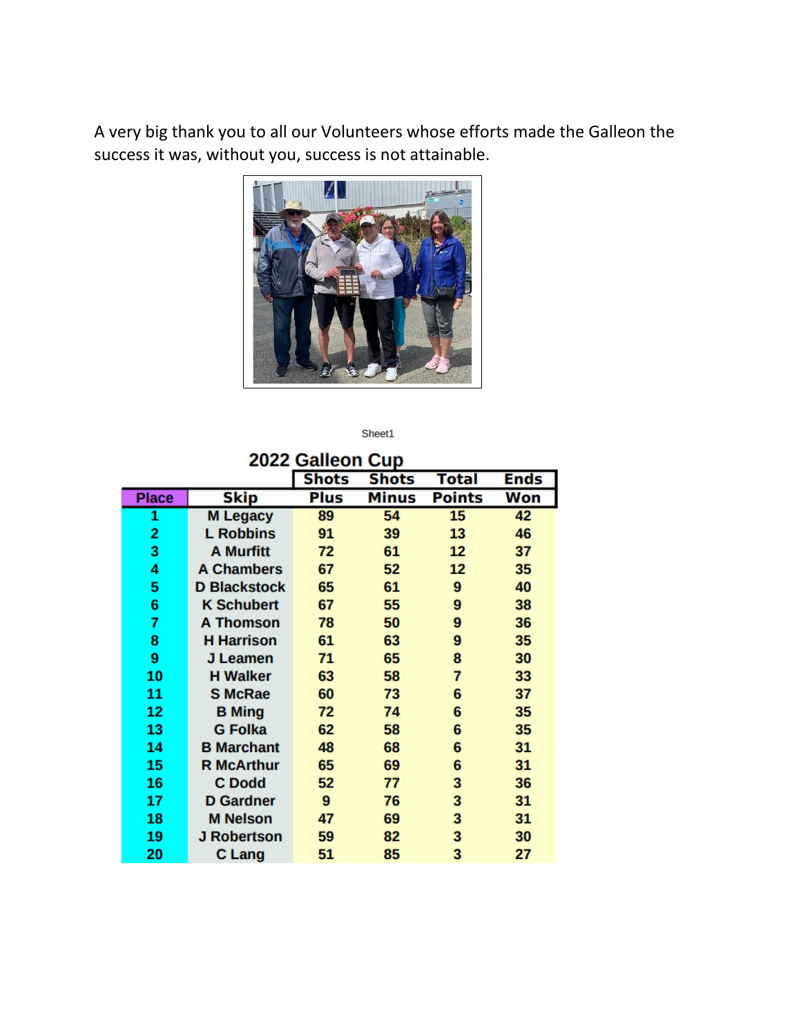A very big thank you to all our Volunteers whose efforts made the Galleon the success it was, without you, success is not attainable.

Sheet1

## 2022 Galleon Cup

| Place | Skip | Shots Plus | Shots Minus | Total Points | Ends Won |
|---|---|---|---|---|---|
| 1 | M Legacy | 89 | 54 | 15 | 42 |
| 2 | L Robbins | 91 | 39 | 13 | 46 |
| 3 | A Murfitt | 72 | 61 | 12 | 37 |
| 4 | A Chambers | 67 | 52 | 12 | 35 |
| 5 | D Blackstock | 65 | 61 | 9 | 40 |
| 6 | K Schubert | 67 | 55 | 9 | 38 |
| 7 | A Thomson | 78 | 50 | 9 | 36 |
| 8 | H Harrison | 61 | 63 | 9 | 35 |
| 9 | J Leamen | 71 | 65 | 8 | 30 |
| 10 | H Walker | 63 | 58 | 7 | 33 |
| 11 | S McRae | 60 | 73 | 6 | 37 |
| 12 | B Ming | 72 | 74 | 6 | 35 |
| 13 | G Folka | 62 | 58 | 6 | 35 |
| 14 | B Marchant | 48 | 68 | 6 | 31 |
| 15 | R McArthur | 65 | 69 | 6 | 31 |
| 16 | C Dodd | 52 | 77 | 3 | 36 |
| 17 | D Gardner | 9 | 76 | 3 | 31 |
| 18 | M Nelson | 47 | 69 | 3 | 31 |
| 19 | J Robertson | 59 | 82 | 3 | 30 |
| 20 | C Lang | 51 | 85 | 3 | 27 |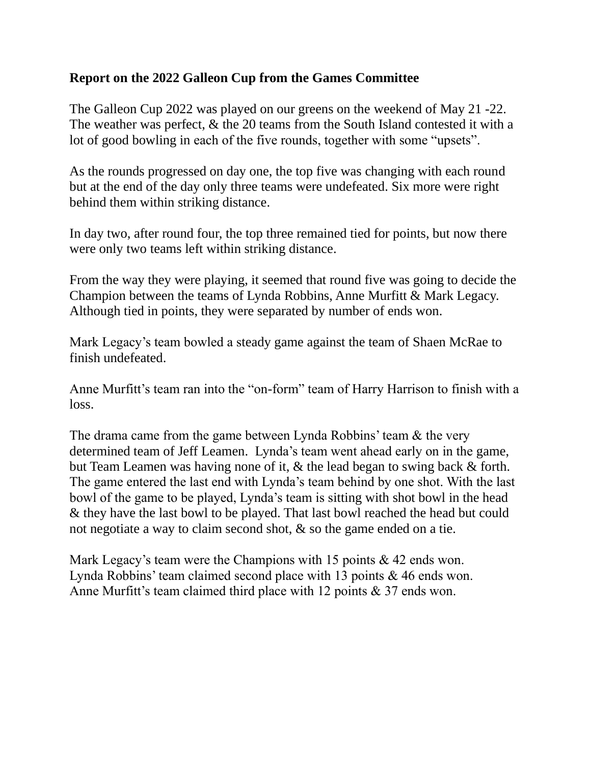**Report on the 2022 Galleon Cup from the Games Committee**

The Galleon Cup 2022 was played on our greens on the weekend of May 21 -22. The weather was perfect, & the 20 teams from the South Island contested it with a lot of good bowling in each of the five rounds, together with some "upsets".

As the rounds progressed on day one, the top five was changing with each round but at the end of the day only three teams were undefeated. Six more were right behind them within striking distance.

In day two, after round four, the top three remained tied for points, but now there were only two teams left within striking distance.

From the way they were playing, it seemed that round five was going to decide the Champion between the teams of Lynda Robbins, Anne Murfitt & Mark Legacy. Although tied in points, they were separated by number of ends won.

Mark Legacy's team bowled a steady game against the team of Shaen McRae to finish undefeated.

Anne Murfitt's team ran into the "on-form" team of Harry Harrison to finish with a loss.

The drama came from the game between Lynda Robbins' team & the very determined team of Jeff Leamen. Lynda's team went ahead early on in the game, but Team Leamen was having none of it, & the lead began to swing back & forth. The game entered the last end with Lynda's team behind by one shot. With the last bowl of the game to be played, Lynda's team is sitting with shot bowl in the head & they have the last bowl to be played. That last bowl reached the head but could not negotiate a way to claim second shot, & so the game ended on a tie.

Mark Legacy's team were the Champions with 15 points & 42 ends won.
Lynda Robbins' team claimed second place with 13 points & 46 ends won.
Anne Murfitt's team claimed third place with 12 points & 37 ends won.